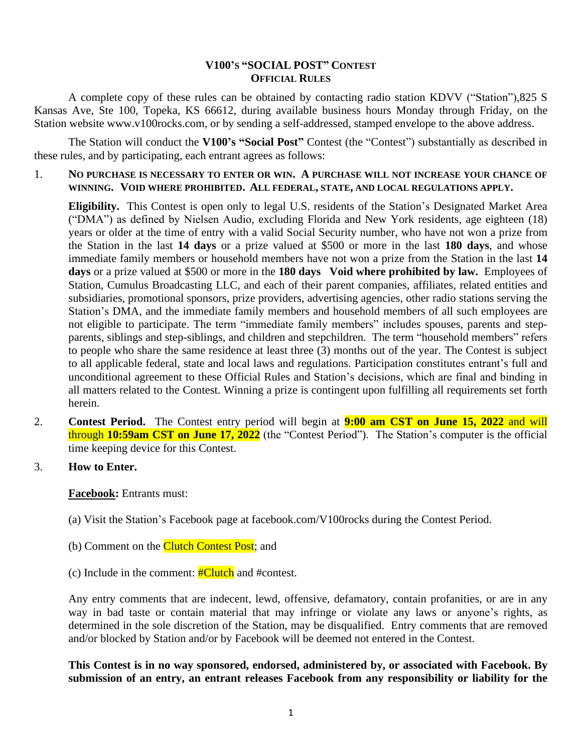# V100's "SOCIAL POST" CONTEST
## OFFICIAL RULES

A complete copy of these rules can be obtained by contacting radio station KDVV ("Station"),825 S Kansas Ave, Ste 100, Topeka, KS 66612, during available business hours Monday through Friday, on the Station website www.v100rocks.com, or by sending a self-addressed, stamped envelope to the above address.

The Station will conduct the **V100's "Social Post"** Contest (the "Contest") substantially as described in these rules, and by participating, each entrant agrees as follows:

1. **NO PURCHASE IS NECESSARY TO ENTER OR WIN. A PURCHASE WILL NOT INCREASE YOUR CHANCE OF WINNING. VOID WHERE PROHIBITED. ALL FEDERAL, STATE, AND LOCAL REGULATIONS APPLY.**

   **Eligibility.** This Contest is open only to legal U.S. residents of the Station's Designated Market Area ("DMA") as defined by Nielsen Audio, excluding Florida and New York residents, age eighteen (18) years or older at the time of entry with a valid Social Security number, who have not won a prize from the Station in the last **14 days** or a prize valued at $500 or more in the last **180 days**, and whose immediate family members or household members have not won a prize from the Station in the last **14 days** or a prize valued at $500 or more in the **180 days** **Void where prohibited by law.** Employees of Station, Cumulus Broadcasting LLC, and each of their parent companies, affiliates, related entities and subsidiaries, promotional sponsors, prize providers, advertising agencies, other radio stations serving the Station's DMA, and the immediate family members and household members of all such employees are not eligible to participate. The term "immediate family members" includes spouses, parents and step-parents, siblings and step-siblings, and children and stepchildren. The term "household members" refers to people who share the same residence at least three (3) months out of the year. The Contest is subject to all applicable federal, state and local laws and regulations. Participation constitutes entrant's full and unconditional agreement to these Official Rules and Station's decisions, which are final and binding in all matters related to the Contest. Winning a prize is contingent upon fulfilling all requirements set forth herein.

2. **Contest Period.** The Contest entry period will begin at **9:00 am CST on June 15, 2022** and will through **10:59am CST on June 17, 2022** (the "Contest Period"). The Station's computer is the official time keeping device for this Contest.

3. **How to Enter.**

   **Facebook:** Entrants must:

   (a) Visit the Station's Facebook page at facebook.com/V100rocks during the Contest Period.

   (b) Comment on the Clutch Contest Post; and

   (c) Include in the comment: #Clutch and #contest.

   Any entry comments that are indecent, lewd, offensive, defamatory, contain profanities, or are in any way in bad taste or contain material that may infringe or violate any laws or anyone's rights, as determined in the sole discretion of the Station, may be disqualified. Entry comments that are removed and/or blocked by Station and/or by Facebook will be deemed not entered in the Contest.

   **This Contest is in no way sponsored, endorsed, administered by, or associated with Facebook. By submission of an entry, an entrant releases Facebook from any responsibility or liability for the**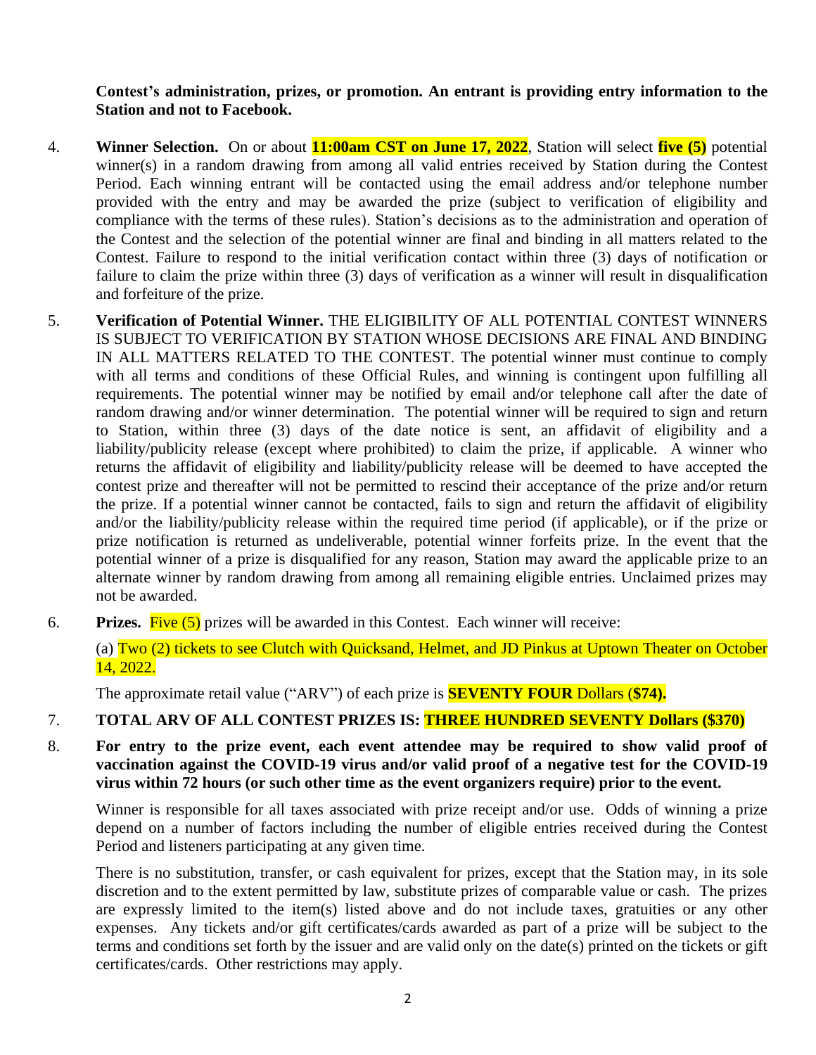**Contest's administration, prizes, or promotion. An entrant is providing entry information to the Station and not to Facebook.**

4. **Winner Selection.** On or about **11:00am CST on June 17, 2022**, Station will select **five (5)** potential winner(s) in a random drawing from among all valid entries received by Station during the Contest Period. Each winning entrant will be contacted using the email address and/or telephone number provided with the entry and may be awarded the prize (subject to verification of eligibility and compliance with the terms of these rules). Station's decisions as to the administration and operation of the Contest and the selection of the potential winner are final and binding in all matters related to the Contest. Failure to respond to the initial verification contact within three (3) days of notification or failure to claim the prize within three (3) days of verification as a winner will result in disqualification and forfeiture of the prize.

5. **Verification of Potential Winner.** THE ELIGIBILITY OF ALL POTENTIAL CONTEST WINNERS IS SUBJECT TO VERIFICATION BY STATION WHOSE DECISIONS ARE FINAL AND BINDING IN ALL MATTERS RELATED TO THE CONTEST. The potential winner must continue to comply with all terms and conditions of these Official Rules, and winning is contingent upon fulfilling all requirements. The potential winner may be notified by email and/or telephone call after the date of random drawing and/or winner determination. The potential winner will be required to sign and return to Station, within three (3) days of the date notice is sent, an affidavit of eligibility and a liability/publicity release (except where prohibited) to claim the prize, if applicable. A winner who returns the affidavit of eligibility and liability/publicity release will be deemed to have accepted the contest prize and thereafter will not be permitted to rescind their acceptance of the prize and/or return the prize. If a potential winner cannot be contacted, fails to sign and return the affidavit of eligibility and/or the liability/publicity release within the required time period (if applicable), or if the prize or prize notification is returned as undeliverable, potential winner forfeits prize. In the event that the potential winner of a prize is disqualified for any reason, Station may award the applicable prize to an alternate winner by random drawing from among all remaining eligible entries. Unclaimed prizes may not be awarded.

6. **Prizes.** Five (5) prizes will be awarded in this Contest. Each winner will receive:

   (a) Two (2) tickets to see Clutch with Quicksand, Helmet, and JD Pinkus at Uptown Theater on October 14, 2022.

   The approximate retail value ("ARV") of each prize is **SEVENTY FOUR** Dollars (**$74).**

7. **TOTAL ARV OF ALL CONTEST PRIZES IS: THREE HUNDRED SEVENTY Dollars ($370)**

8. **For entry to the prize event, each event attendee may be required to show valid proof of vaccination against the COVID-19 virus and/or valid proof of a negative test for the COVID-19 virus within 72 hours (or such other time as the event organizers require) prior to the event.**

   Winner is responsible for all taxes associated with prize receipt and/or use. Odds of winning a prize depend on a number of factors including the number of eligible entries received during the Contest Period and listeners participating at any given time.

   There is no substitution, transfer, or cash equivalent for prizes, except that the Station may, in its sole discretion and to the extent permitted by law, substitute prizes of comparable value or cash. The prizes are expressly limited to the item(s) listed above and do not include taxes, gratuities or any other expenses. Any tickets and/or gift certificates/cards awarded as part of a prize will be subject to the terms and conditions set forth by the issuer and are valid only on the date(s) printed on the tickets or gift certificates/cards. Other restrictions may apply.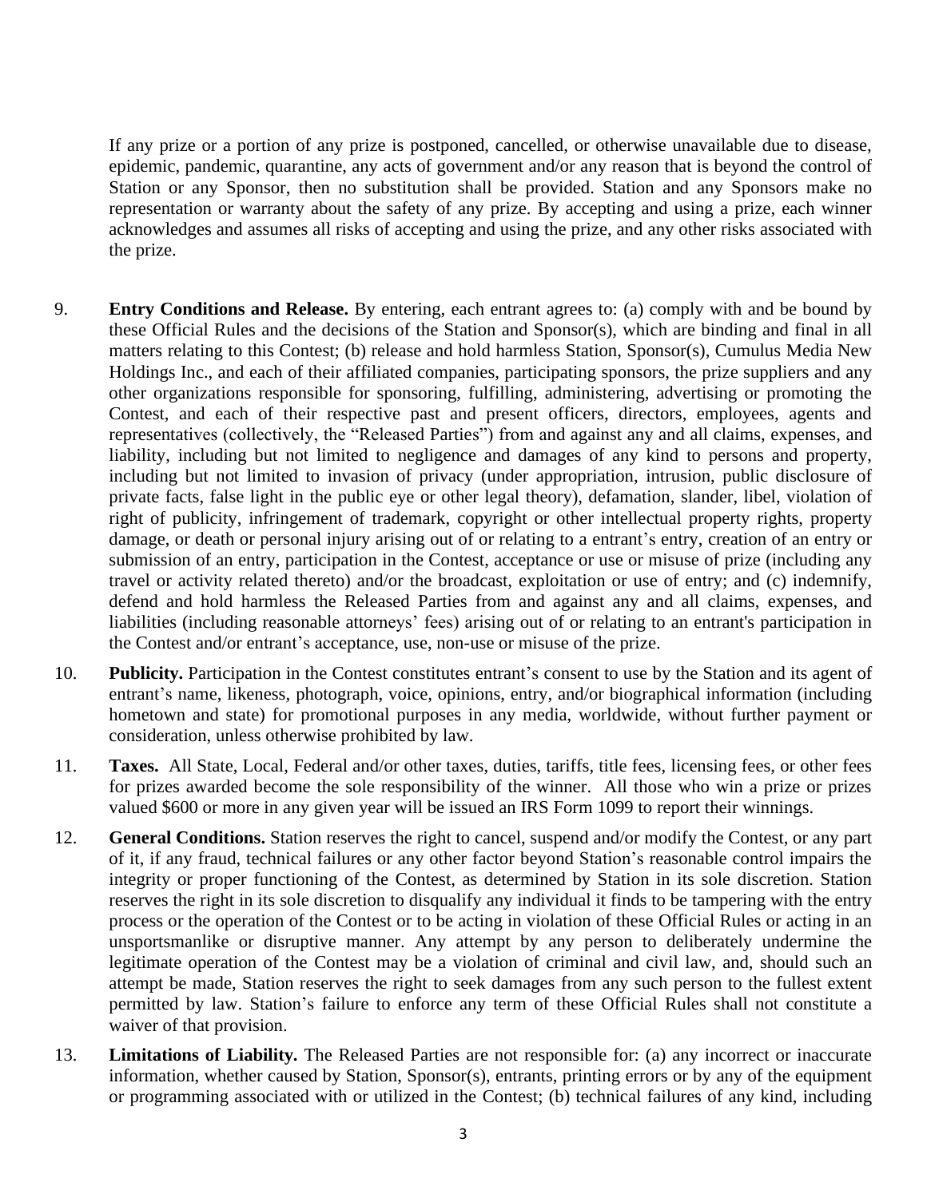If any prize or a portion of any prize is postponed, cancelled, or otherwise unavailable due to disease, epidemic, pandemic, quarantine, any acts of government and/or any reason that is beyond the control of Station or any Sponsor, then no substitution shall be provided. Station and any Sponsors make no representation or warranty about the safety of any prize. By accepting and using a prize, each winner acknowledges and assumes all risks of accepting and using the prize, and any other risks associated with the prize.

9. **Entry Conditions and Release.** By entering, each entrant agrees to: (a) comply with and be bound by these Official Rules and the decisions of the Station and Sponsor(s), which are binding and final in all matters relating to this Contest; (b) release and hold harmless Station, Sponsor(s), Cumulus Media New Holdings Inc., and each of their affiliated companies, participating sponsors, the prize suppliers and any other organizations responsible for sponsoring, fulfilling, administering, advertising or promoting the Contest, and each of their respective past and present officers, directors, employees, agents and representatives (collectively, the "Released Parties") from and against any and all claims, expenses, and liability, including but not limited to negligence and damages of any kind to persons and property, including but not limited to invasion of privacy (under appropriation, intrusion, public disclosure of private facts, false light in the public eye or other legal theory), defamation, slander, libel, violation of right of publicity, infringement of trademark, copyright or other intellectual property rights, property damage, or death or personal injury arising out of or relating to a entrant's entry, creation of an entry or submission of an entry, participation in the Contest, acceptance or use or misuse of prize (including any travel or activity related thereto) and/or the broadcast, exploitation or use of entry; and (c) indemnify, defend and hold harmless the Released Parties from and against any and all claims, expenses, and liabilities (including reasonable attorneys' fees) arising out of or relating to an entrant's participation in the Contest and/or entrant's acceptance, use, non-use or misuse of the prize.

10. **Publicity.** Participation in the Contest constitutes entrant's consent to use by the Station and its agent of entrant's name, likeness, photograph, voice, opinions, entry, and/or biographical information (including hometown and state) for promotional purposes in any media, worldwide, without further payment or consideration, unless otherwise prohibited by law.

11. **Taxes.** All State, Local, Federal and/or other taxes, duties, tariffs, title fees, licensing fees, or other fees for prizes awarded become the sole responsibility of the winner. All those who win a prize or prizes valued $600 or more in any given year will be issued an IRS Form 1099 to report their winnings.

12. **General Conditions.** Station reserves the right to cancel, suspend and/or modify the Contest, or any part of it, if any fraud, technical failures or any other factor beyond Station's reasonable control impairs the integrity or proper functioning of the Contest, as determined by Station in its sole discretion. Station reserves the right in its sole discretion to disqualify any individual it finds to be tampering with the entry process or the operation of the Contest or to be acting in violation of these Official Rules or acting in an unsportsmanlike or disruptive manner. Any attempt by any person to deliberately undermine the legitimate operation of the Contest may be a violation of criminal and civil law, and, should such an attempt be made, Station reserves the right to seek damages from any such person to the fullest extent permitted by law. Station's failure to enforce any term of these Official Rules shall not constitute a waiver of that provision.

13. **Limitations of Liability.** The Released Parties are not responsible for: (a) any incorrect or inaccurate information, whether caused by Station, Sponsor(s), entrants, printing errors or by any of the equipment or programming associated with or utilized in the Contest; (b) technical failures of any kind, including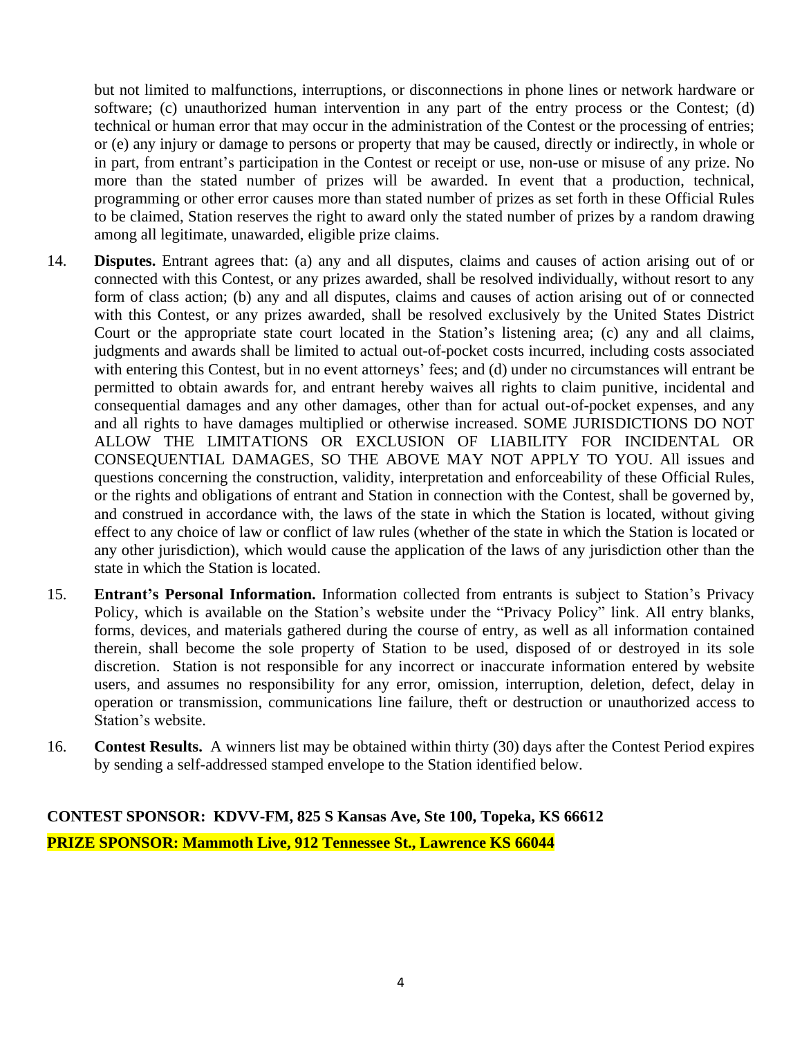but not limited to malfunctions, interruptions, or disconnections in phone lines or network hardware or software; (c) unauthorized human intervention in any part of the entry process or the Contest; (d) technical or human error that may occur in the administration of the Contest or the processing of entries; or (e) any injury or damage to persons or property that may be caused, directly or indirectly, in whole or in part, from entrant's participation in the Contest or receipt or use, non-use or misuse of any prize. No more than the stated number of prizes will be awarded. In event that a production, technical, programming or other error causes more than stated number of prizes as set forth in these Official Rules to be claimed, Station reserves the right to award only the stated number of prizes by a random drawing among all legitimate, unawarded, eligible prize claims.

14. **Disputes.** Entrant agrees that: (a) any and all disputes, claims and causes of action arising out of or connected with this Contest, or any prizes awarded, shall be resolved individually, without resort to any form of class action; (b) any and all disputes, claims and causes of action arising out of or connected with this Contest, or any prizes awarded, shall be resolved exclusively by the United States District Court or the appropriate state court located in the Station's listening area; (c) any and all claims, judgments and awards shall be limited to actual out-of-pocket costs incurred, including costs associated with entering this Contest, but in no event attorneys' fees; and (d) under no circumstances will entrant be permitted to obtain awards for, and entrant hereby waives all rights to claim punitive, incidental and consequential damages and any other damages, other than for actual out-of-pocket expenses, and any and all rights to have damages multiplied or otherwise increased. SOME JURISDICTIONS DO NOT ALLOW THE LIMITATIONS OR EXCLUSION OF LIABILITY FOR INCIDENTAL OR CONSEQUENTIAL DAMAGES, SO THE ABOVE MAY NOT APPLY TO YOU. All issues and questions concerning the construction, validity, interpretation and enforceability of these Official Rules, or the rights and obligations of entrant and Station in connection with the Contest, shall be governed by, and construed in accordance with, the laws of the state in which the Station is located, without giving effect to any choice of law or conflict of law rules (whether of the state in which the Station is located or any other jurisdiction), which would cause the application of the laws of any jurisdiction other than the state in which the Station is located.

15. **Entrant's Personal Information.** Information collected from entrants is subject to Station's Privacy Policy, which is available on the Station's website under the "Privacy Policy" link. All entry blanks, forms, devices, and materials gathered during the course of entry, as well as all information contained therein, shall become the sole property of Station to be used, disposed of or destroyed in its sole discretion. Station is not responsible for any incorrect or inaccurate information entered by website users, and assumes no responsibility for any error, omission, interruption, deletion, defect, delay in operation or transmission, communications line failure, theft or destruction or unauthorized access to Station's website.

16. **Contest Results.** A winners list may be obtained within thirty (30) days after the Contest Period expires by sending a self-addressed stamped envelope to the Station identified below.

**CONTEST SPONSOR: KDVV-FM, 825 S Kansas Ave, Ste 100, Topeka, KS 66612**

**PRIZE SPONSOR: Mammoth Live, 912 Tennessee St., Lawrence KS 66044**